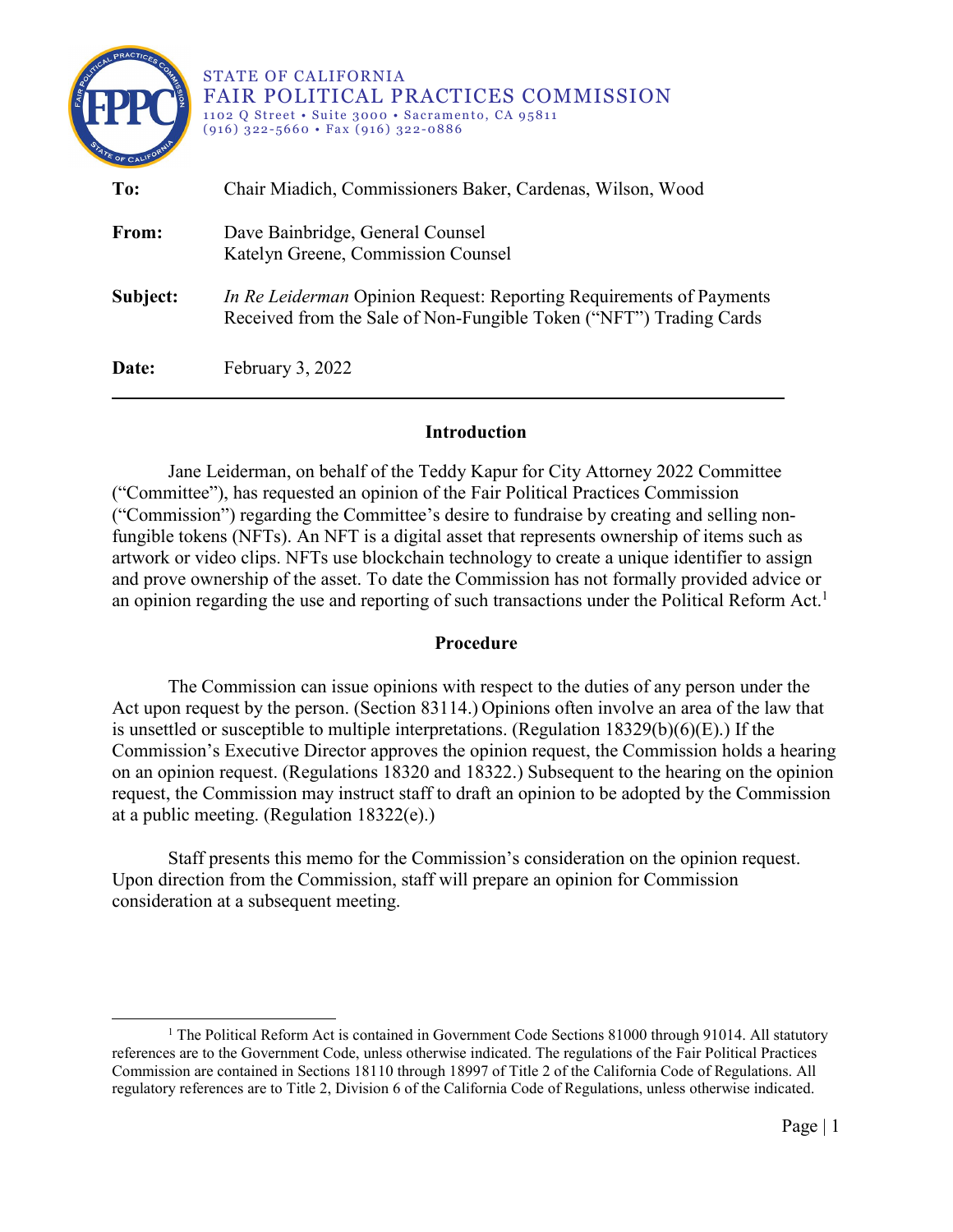STATE OF CALIFORNIA
FAIR POLITICAL PRACTICES COMMISSION
1102 Q Street • Suite 3000 • Sacramento, CA 95811
(916) 322-5660 • Fax (916) 322-0886

**To:** Chair Miadich, Commissioners Baker, Cardenas, Wilson, Wood

**From:** Dave Bainbridge, General Counsel
Katelyn Greene, Commission Counsel

**Subject:** *In Re Leiderman* Opinion Request: Reporting Requirements of Payments Received from the Sale of Non-Fungible Token ("NFT") Trading Cards

**Date:** February 3, 2022

---

## Introduction

Jane Leiderman, on behalf of the Teddy Kapur for City Attorney 2022 Committee ("Committee"), has requested an opinion of the Fair Political Practices Commission ("Commission") regarding the Committee's desire to fundraise by creating and selling non-fungible tokens (NFTs). An NFT is a digital asset that represents ownership of items such as artwork or video clips. NFTs use blockchain technology to create a unique identifier to assign and prove ownership of the asset. To date the Commission has not formally provided advice or an opinion regarding the use and reporting of such transactions under the Political Reform Act.[1]

## Procedure

The Commission can issue opinions with respect to the duties of any person under the Act upon request by the person. (Section 83114.) Opinions often involve an area of the law that is unsettled or susceptible to multiple interpretations. (Regulation 18329(b)(6)(E).) If the Commission's Executive Director approves the opinion request, the Commission holds a hearing on an opinion request. (Regulations 18320 and 18322.) Subsequent to the hearing on the opinion request, the Commission may instruct staff to draft an opinion to be adopted by the Commission at a public meeting. (Regulation 18322(e).)

Staff presents this memo for the Commission's consideration on the opinion request. Upon direction from the Commission, staff will prepare an opinion for Commission consideration at a subsequent meeting.

---

[1] The Political Reform Act is contained in Government Code Sections 81000 through 91014. All statutory references are to the Government Code, unless otherwise indicated. The regulations of the Fair Political Practices Commission are contained in Sections 18110 through 18997 of Title 2 of the California Code of Regulations. All regulatory references are to Title 2, Division 6 of the California Code of Regulations, unless otherwise indicated.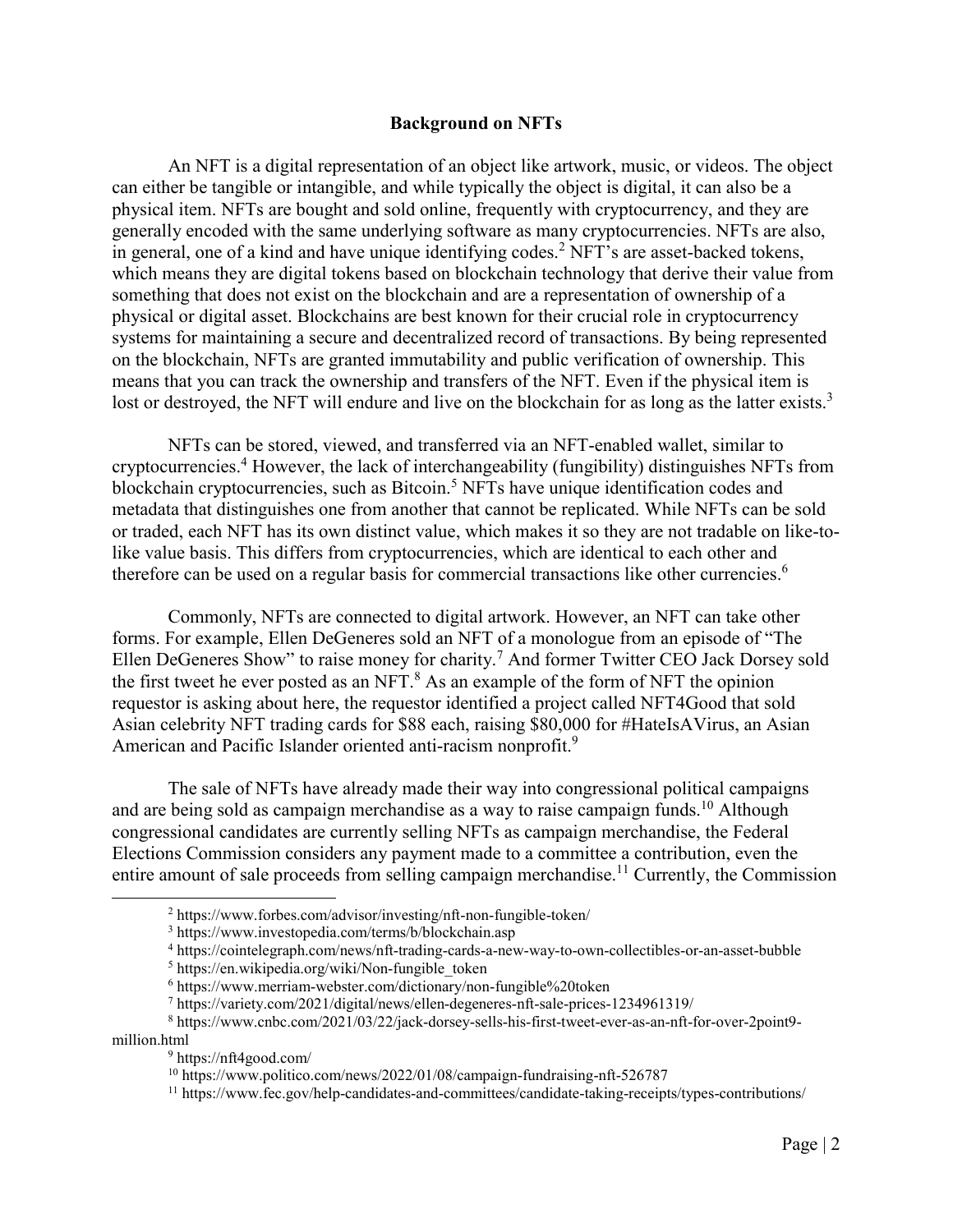## Background on NFTs

An NFT is a digital representation of an object like artwork, music, or videos. The object can either be tangible or intangible, and while typically the object is digital, it can also be a physical item. NFTs are bought and sold online, frequently with cryptocurrency, and they are generally encoded with the same underlying software as many cryptocurrencies. NFTs are also, in general, one of a kind and have unique identifying codes.[2] NFT's are asset-backed tokens, which means they are digital tokens based on blockchain technology that derive their value from something that does not exist on the blockchain and are a representation of ownership of a physical or digital asset. Blockchains are best known for their crucial role in cryptocurrency systems for maintaining a secure and decentralized record of transactions. By being represented on the blockchain, NFTs are granted immutability and public verification of ownership. This means that you can track the ownership and transfers of the NFT. Even if the physical item is lost or destroyed, the NFT will endure and live on the blockchain for as long as the latter exists.[3]

NFTs can be stored, viewed, and transferred via an NFT-enabled wallet, similar to cryptocurrencies.[4] However, the lack of interchangeability (fungibility) distinguishes NFTs from blockchain cryptocurrencies, such as Bitcoin.[5] NFTs have unique identification codes and metadata that distinguishes one from another that cannot be replicated. While NFTs can be sold or traded, each NFT has its own distinct value, which makes it so they are not tradable on like-to-like value basis. This differs from cryptocurrencies, which are identical to each other and therefore can be used on a regular basis for commercial transactions like other currencies.[6]

Commonly, NFTs are connected to digital artwork. However, an NFT can take other forms. For example, Ellen DeGeneres sold an NFT of a monologue from an episode of "The Ellen DeGeneres Show" to raise money for charity.[7] And former Twitter CEO Jack Dorsey sold the first tweet he ever posted as an NFT.[8] As an example of the form of NFT the opinion requestor is asking about here, the requestor identified a project called NFT4Good that sold Asian celebrity NFT trading cards for $88 each, raising $80,000 for #HateIsAVirus, an Asian American and Pacific Islander oriented anti-racism nonprofit.[9]

The sale of NFTs have already made their way into congressional political campaigns and are being sold as campaign merchandise as a way to raise campaign funds.[10] Although congressional candidates are currently selling NFTs as campaign merchandise, the Federal Elections Commission considers any payment made to a committee a contribution, even the entire amount of sale proceeds from selling campaign merchandise.[11] Currently, the Commission

---

[2] https://www.forbes.com/advisor/investing/nft-non-fungible-token/

[3] https://www.investopedia.com/terms/b/blockchain.asp

[4] https://cointelegraph.com/news/nft-trading-cards-a-new-way-to-own-collectibles-or-an-asset-bubble

[5] https://en.wikipedia.org/wiki/Non-fungible_token

[6] https://www.merriam-webster.com/dictionary/non-fungible%20token

[7] https://variety.com/2021/digital/news/ellen-degeneres-nft-sale-prices-1234961319/

[8] https://www.cnbc.com/2021/03/22/jack-dorsey-sells-his-first-tweet-ever-as-an-nft-for-over-2point9-million.html

[9] https://nft4good.com/

[10] https://www.politico.com/news/2022/01/08/campaign-fundraising-nft-526787

[11] https://www.fec.gov/help-candidates-and-committees/candidate-taking-receipts/types-contributions/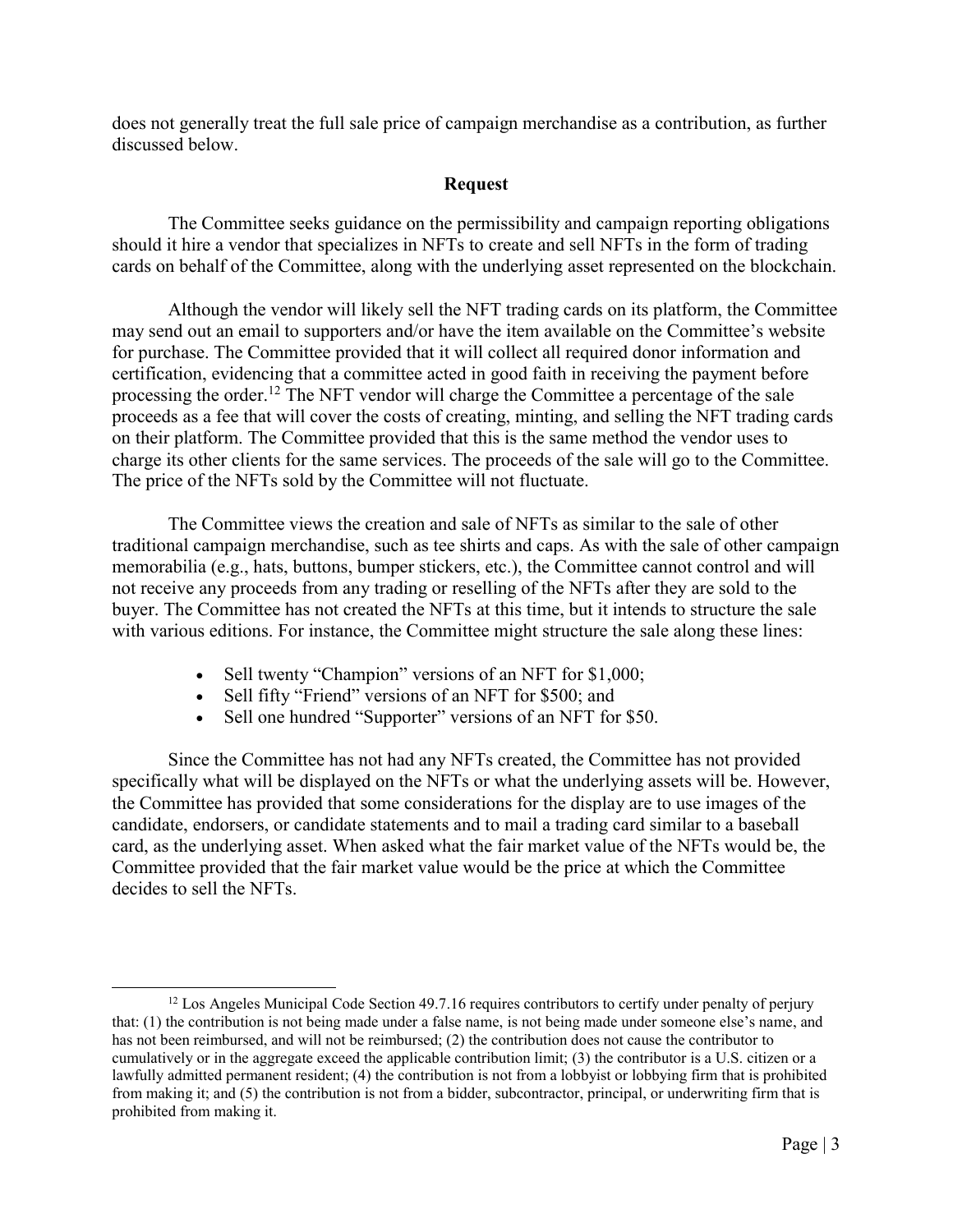does not generally treat the full sale price of campaign merchandise as a contribution, as further discussed below.

## Request

The Committee seeks guidance on the permissibility and campaign reporting obligations should it hire a vendor that specializes in NFTs to create and sell NFTs in the form of trading cards on behalf of the Committee, along with the underlying asset represented on the blockchain.

Although the vendor will likely sell the NFT trading cards on its platform, the Committee may send out an email to supporters and/or have the item available on the Committee's website for purchase. The Committee provided that it will collect all required donor information and certification, evidencing that a committee acted in good faith in receiving the payment before processing the order.[12] The NFT vendor will charge the Committee a percentage of the sale proceeds as a fee that will cover the costs of creating, minting, and selling the NFT trading cards on their platform. The Committee provided that this is the same method the vendor uses to charge its other clients for the same services. The proceeds of the sale will go to the Committee. The price of the NFTs sold by the Committee will not fluctuate.

The Committee views the creation and sale of NFTs as similar to the sale of other traditional campaign merchandise, such as tee shirts and caps. As with the sale of other campaign memorabilia (e.g., hats, buttons, bumper stickers, etc.), the Committee cannot control and will not receive any proceeds from any trading or reselling of the NFTs after they are sold to the buyer. The Committee has not created the NFTs at this time, but it intends to structure the sale with various editions. For instance, the Committee might structure the sale along these lines:

- Sell twenty "Champion" versions of an NFT for $1,000;
- Sell fifty "Friend" versions of an NFT for $500; and
- Sell one hundred "Supporter" versions of an NFT for $50.

Since the Committee has not had any NFTs created, the Committee has not provided specifically what will be displayed on the NFTs or what the underlying assets will be. However, the Committee has provided that some considerations for the display are to use images of the candidate, endorsers, or candidate statements and to mail a trading card similar to a baseball card, as the underlying asset. When asked what the fair market value of the NFTs would be, the Committee provided that the fair market value would be the price at which the Committee decides to sell the NFTs.

---

[12] Los Angeles Municipal Code Section 49.7.16 requires contributors to certify under penalty of perjury that: (1) the contribution is not being made under a false name, is not being made under someone else's name, and has not been reimbursed, and will not be reimbursed; (2) the contribution does not cause the contributor to cumulatively or in the aggregate exceed the applicable contribution limit; (3) the contributor is a U.S. citizen or a lawfully admitted permanent resident; (4) the contribution is not from a lobbyist or lobbying firm that is prohibited from making it; and (5) the contribution is not from a bidder, subcontractor, principal, or underwriting firm that is prohibited from making it.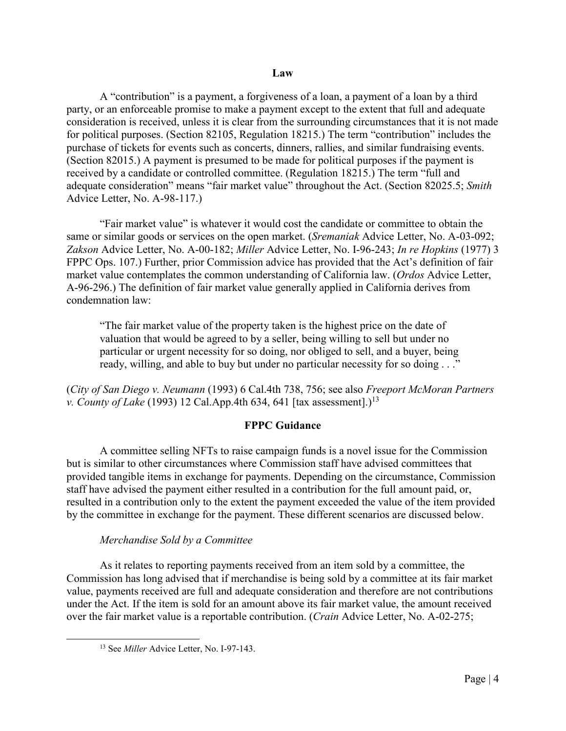## Law

A "contribution" is a payment, a forgiveness of a loan, a payment of a loan by a third party, or an enforceable promise to make a payment except to the extent that full and adequate consideration is received, unless it is clear from the surrounding circumstances that it is not made for political purposes. (Section 82105, Regulation 18215.) The term "contribution" includes the purchase of tickets for events such as concerts, dinners, rallies, and similar fundraising events. (Section 82015.) A payment is presumed to be made for political purposes if the payment is received by a candidate or controlled committee. (Regulation 18215.) The term "full and adequate consideration" means "fair market value" throughout the Act. (Section 82025.5; *Smith* Advice Letter, No. A-98-117.)

"Fair market value" is whatever it would cost the candidate or committee to obtain the same or similar goods or services on the open market. (*Sremaniak* Advice Letter, No. A-03-092; *Zakson* Advice Letter, No. A-00-182; *Miller* Advice Letter, No. I-96-243; *In re Hopkins* (1977) 3 FPPC Ops. 107.) Further, prior Commission advice has provided that the Act's definition of fair market value contemplates the common understanding of California law. (*Ordos* Advice Letter, A-96-296.) The definition of fair market value generally applied in California derives from condemnation law:

> "The fair market value of the property taken is the highest price on the date of valuation that would be agreed to by a seller, being willing to sell but under no particular or urgent necessity for so doing, nor obliged to sell, and a buyer, being ready, willing, and able to buy but under no particular necessity for so doing . . ."

(*City of San Diego v. Neumann* (1993) 6 Cal.4th 738, 756; see also *Freeport McMoran Partners v. County of Lake* (1993) 12 Cal.App.4th 634, 641 [tax assessment].)[13]

## FPPC Guidance

A committee selling NFTs to raise campaign funds is a novel issue for the Commission but is similar to other circumstances where Commission staff have advised committees that provided tangible items in exchange for payments. Depending on the circumstance, Commission staff have advised the payment either resulted in a contribution for the full amount paid, or, resulted in a contribution only to the extent the payment exceeded the value of the item provided by the committee in exchange for the payment. These different scenarios are discussed below.

*Merchandise Sold by a Committee*

As it relates to reporting payments received from an item sold by a committee, the Commission has long advised that if merchandise is being sold by a committee at its fair market value, payments received are full and adequate consideration and therefore are not contributions under the Act. If the item is sold for an amount above its fair market value, the amount received over the fair market value is a reportable contribution. (*Crain* Advice Letter, No. A-02-275;

---

[13] See *Miller* Advice Letter, No. I-97-143.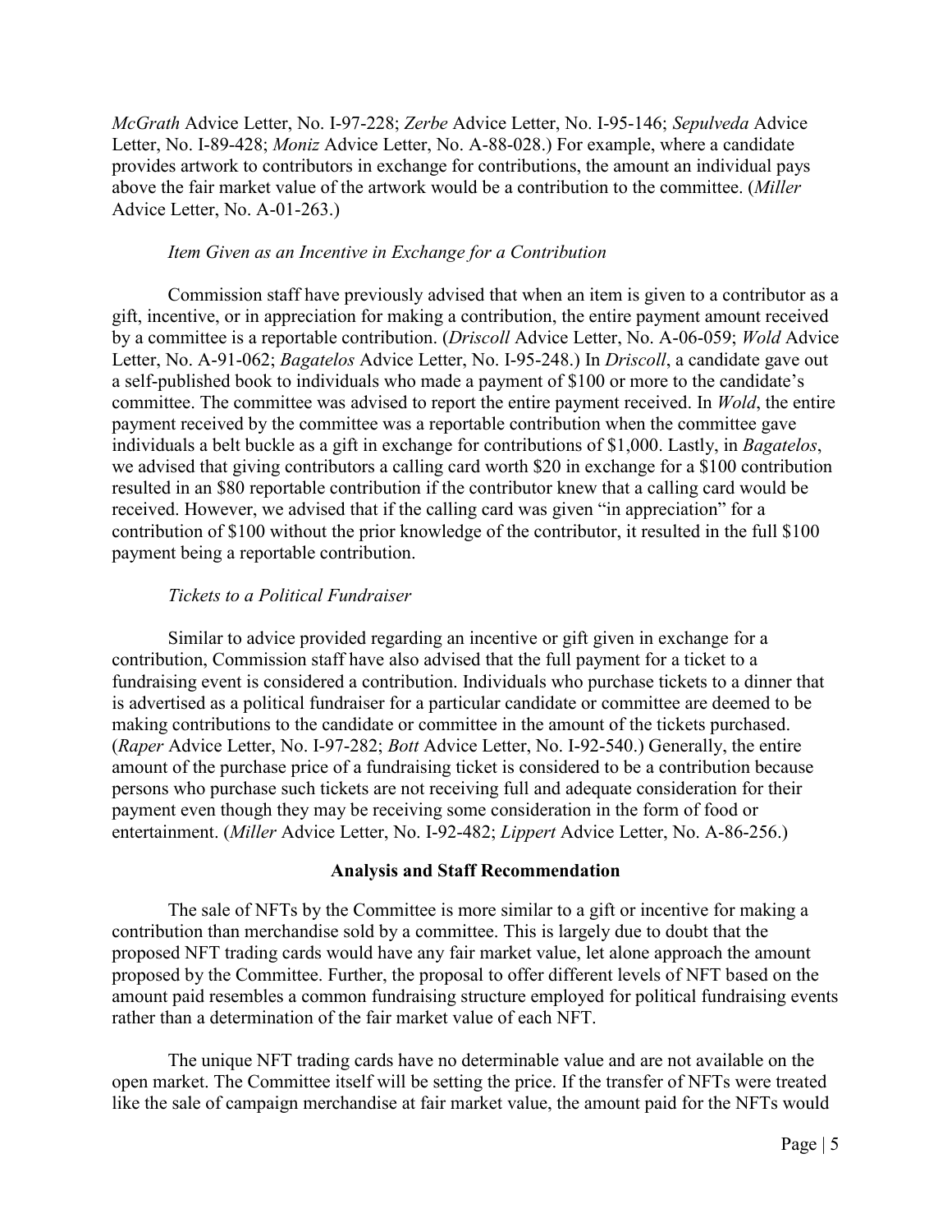*McGrath* Advice Letter, No. I-97-228; *Zerbe* Advice Letter, No. I-95-146; *Sepulveda* Advice Letter, No. I-89-428; *Moniz* Advice Letter, No. A-88-028.) For example, where a candidate provides artwork to contributors in exchange for contributions, the amount an individual pays above the fair market value of the artwork would be a contribution to the committee. (*Miller* Advice Letter, No. A-01-263.)

*Item Given as an Incentive in Exchange for a Contribution*

Commission staff have previously advised that when an item is given to a contributor as a gift, incentive, or in appreciation for making a contribution, the entire payment amount received by a committee is a reportable contribution. (*Driscoll* Advice Letter, No. A-06-059; *Wold* Advice Letter, No. A-91-062; *Bagatelos* Advice Letter, No. I-95-248.) In *Driscoll*, a candidate gave out a self-published book to individuals who made a payment of $100 or more to the candidate's committee. The committee was advised to report the entire payment received. In *Wold*, the entire payment received by the committee was a reportable contribution when the committee gave individuals a belt buckle as a gift in exchange for contributions of $1,000. Lastly, in *Bagatelos*, we advised that giving contributors a calling card worth $20 in exchange for a $100 contribution resulted in an $80 reportable contribution if the contributor knew that a calling card would be received. However, we advised that if the calling card was given "in appreciation" for a contribution of $100 without the prior knowledge of the contributor, it resulted in the full $100 payment being a reportable contribution.

*Tickets to a Political Fundraiser*

Similar to advice provided regarding an incentive or gift given in exchange for a contribution, Commission staff have also advised that the full payment for a ticket to a fundraising event is considered a contribution. Individuals who purchase tickets to a dinner that is advertised as a political fundraiser for a particular candidate or committee are deemed to be making contributions to the candidate or committee in the amount of the tickets purchased. (*Raper* Advice Letter, No. I-97-282; *Bott* Advice Letter, No. I-92-540.) Generally, the entire amount of the purchase price of a fundraising ticket is considered to be a contribution because persons who purchase such tickets are not receiving full and adequate consideration for their payment even though they may be receiving some consideration in the form of food or entertainment. (*Miller* Advice Letter, No. I-92-482; *Lippert* Advice Letter, No. A-86-256.)

**Analysis and Staff Recommendation**

The sale of NFTs by the Committee is more similar to a gift or incentive for making a contribution than merchandise sold by a committee. This is largely due to doubt that the proposed NFT trading cards would have any fair market value, let alone approach the amount proposed by the Committee. Further, the proposal to offer different levels of NFT based on the amount paid resembles a common fundraising structure employed for political fundraising events rather than a determination of the fair market value of each NFT.

The unique NFT trading cards have no determinable value and are not available on the open market. The Committee itself will be setting the price. If the transfer of NFTs were treated like the sale of campaign merchandise at fair market value, the amount paid for the NFTs would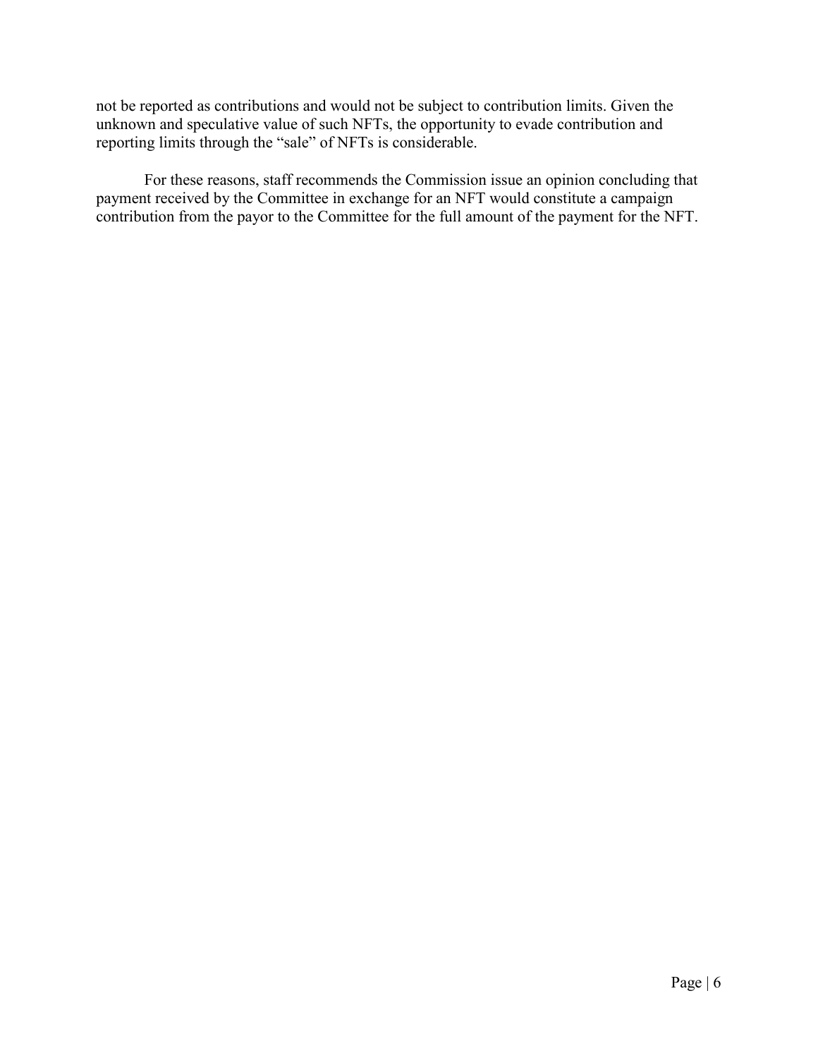not be reported as contributions and would not be subject to contribution limits. Given the unknown and speculative value of such NFTs, the opportunity to evade contribution and reporting limits through the "sale" of NFTs is considerable.

For these reasons, staff recommends the Commission issue an opinion concluding that payment received by the Committee in exchange for an NFT would constitute a campaign contribution from the payor to the Committee for the full amount of the payment for the NFT.